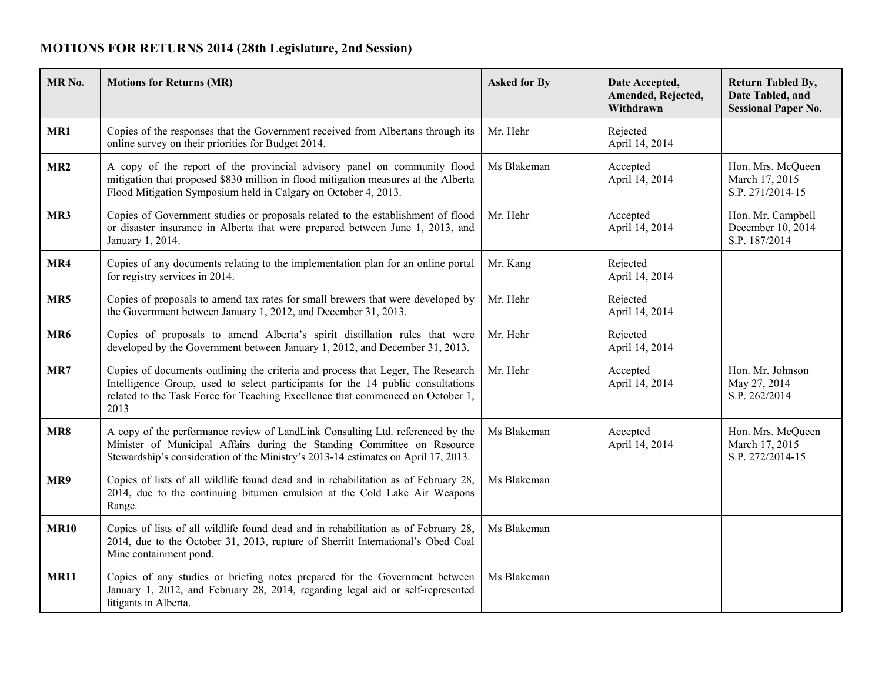# MOTIONS FOR RETURNS 2014 (28th Legislature, 2nd Session)

| MR No. | Motions for Returns (MR) | Asked for By | Date Accepted, Amended, Rejected, Withdrawn | Return Tabled By, Date Tabled, and Sessional Paper No. |
|---|---|---|---|---|
| **MR1** | Copies of the responses that the Government received from Albertans through its online survey on their priorities for Budget 2014. | Mr. Hehr | Rejected<br>April 14, 2014 | |
| **MR2** | A copy of the report of the provincial advisory panel on community flood mitigation that proposed $830 million in flood mitigation measures at the Alberta Flood Mitigation Symposium held in Calgary on October 4, 2013. | Ms Blakeman | Accepted<br>April 14, 2014 | Hon. Mrs. McQueen<br>March 17, 2015<br>S.P. 271/2014-15 |
| **MR3** | Copies of Government studies or proposals related to the establishment of flood or disaster insurance in Alberta that were prepared between June 1, 2013, and January 1, 2014. | Mr. Hehr | Accepted<br>April 14, 2014 | Hon. Mr. Campbell<br>December 10, 2014<br>S.P. 187/2014 |
| **MR4** | Copies of any documents relating to the implementation plan for an online portal for registry services in 2014. | Mr. Kang | Rejected<br>April 14, 2014 | |
| **MR5** | Copies of proposals to amend tax rates for small brewers that were developed by the Government between January 1, 2012, and December 31, 2013. | Mr. Hehr | Rejected<br>April 14, 2014 | |
| **MR6** | Copies of proposals to amend Alberta's spirit distillation rules that were developed by the Government between January 1, 2012, and December 31, 2013. | Mr. Hehr | Rejected<br>April 14, 2014 | |
| **MR7** | Copies of documents outlining the criteria and process that Leger, The Research Intelligence Group, used to select participants for the 14 public consultations related to the Task Force for Teaching Excellence that commenced on October 1, 2013 | Mr. Hehr | Accepted<br>April 14, 2014 | Hon. Mr. Johnson<br>May 27, 2014<br>S.P. 262/2014 |
| **MR8** | A copy of the performance review of LandLink Consulting Ltd. referenced by the Minister of Municipal Affairs during the Standing Committee on Resource Stewardship's consideration of the Ministry's 2013-14 estimates on April 17, 2013. | Ms Blakeman | Accepted<br>April 14, 2014 | Hon. Mrs. McQueen<br>March 17, 2015<br>S.P. 272/2014-15 |
| **MR9** | Copies of lists of all wildlife found dead and in rehabilitation as of February 28, 2014, due to the continuing bitumen emulsion at the Cold Lake Air Weapons Range. | Ms Blakeman | | |
| **MR10** | Copies of lists of all wildlife found dead and in rehabilitation as of February 28, 2014, due to the October 31, 2013, rupture of Sherritt International's Obed Coal Mine containment pond. | Ms Blakeman | | |
| **MR11** | Copies of any studies or briefing notes prepared for the Government between January 1, 2012, and February 28, 2014, regarding legal aid or self-represented litigants in Alberta. | Ms Blakeman | | |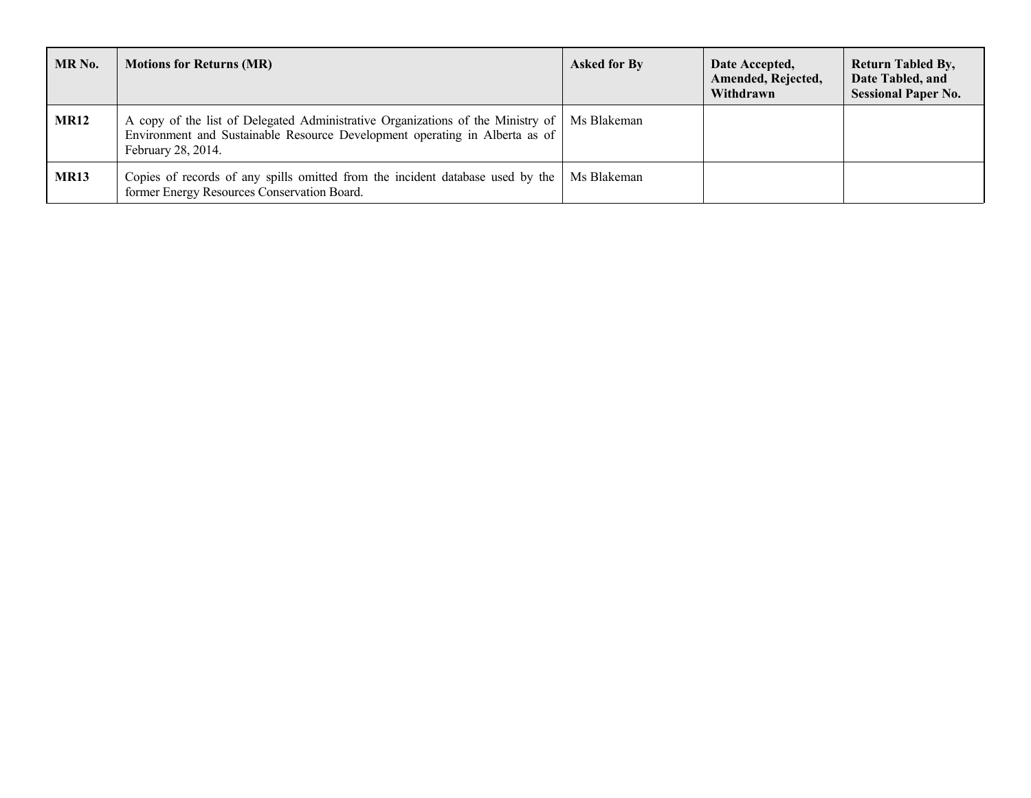| MR No. | Motions for Returns (MR) | Asked for By | Date Accepted, Amended, Rejected, Withdrawn | Return Tabled By, Date Tabled, and Sessional Paper No. |
|---|---|---|---|---|
| **MR12** | A copy of the list of Delegated Administrative Organizations of the Ministry of Environment and Sustainable Resource Development operating in Alberta as of February 28, 2014. | Ms Blakeman | | |
| **MR13** | Copies of records of any spills omitted from the incident database used by the former Energy Resources Conservation Board. | Ms Blakeman | | |